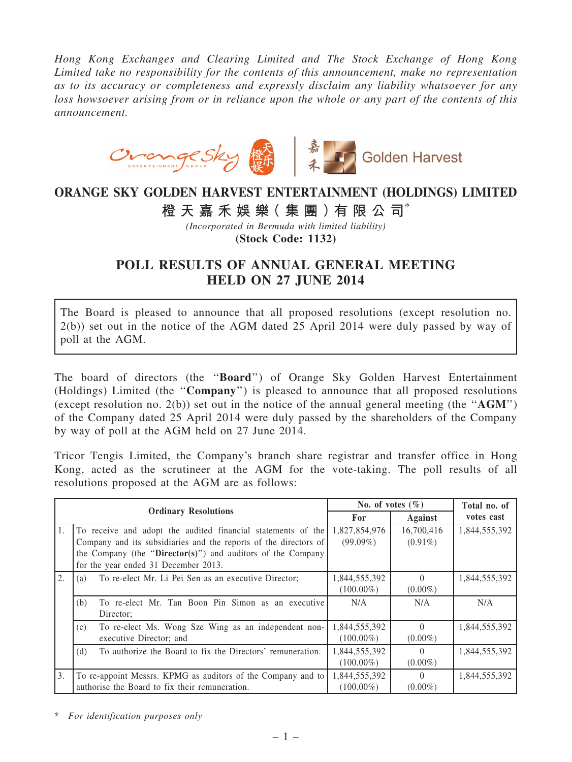*Hong Kong Exchanges and Clearing Limited and The Stock Exchange of Hong Kong Limited take no responsibility for the contents of this announcement, make no representation as to its accuracy or completeness and expressly disclaim any liability whatsoever for any loss howsoever arising from or in reliance upon the whole or any part of the contents of this announcement.*

# ORANGE SKY GOLDEN HARVEST ENTERTAINMENT (HOLDINGS) LIMITED

# 橙天嘉禾娛樂(集團)有限公司*

*(Incorporated in Bermuda with limited liability)*

**(Stock Code: 1132)**

## POLL RESULTS OF ANNUAL GENERAL MEETING HELD ON 27 JUNE 2014

The Board is pleased to announce that all proposed resolutions (except resolution no. 2(b)) set out in the notice of the AGM dated 25 April 2014 were duly passed by way of poll at the AGM.

The board of directors (the "**Board**") of Orange Sky Golden Harvest Entertainment (Holdings) Limited (the "**Company**") is pleased to announce that all proposed resolutions (except resolution no. 2(b)) set out in the notice of the annual general meeting (the "**AGM**") of the Company dated 25 April 2014 were duly passed by the shareholders of the Company by way of poll at the AGM held on 27 June 2014.

Tricor Tengis Limited, the Company's branch share registrar and transfer office in Hong Kong, acted as the scrutineer at the AGM for the vote-taking. The poll results of all resolutions proposed at the AGM are as follows:

| Ordinary Resolutions | | No. of votes (%) | | Total no. of votes cast |
|---|---|---|---|---|
| | | For | Against | |
| 1. | To receive and adopt the audited financial statements of the Company and its subsidiaries and the reports of the directors of the Company (the "**Director(s)**") and auditors of the Company for the year ended 31 December 2013. | 1,827,854,976 (99.09%) | 16,700,416 (0.91%) | 1,844,555,392 |
| 2. | (a) To re-elect Mr. Li Pei Sen as an executive Director; | 1,844,555,392 (100.00%) | 0 (0.00%) | 1,844,555,392 |
| | (b) To re-elect Mr. Tan Boon Pin Simon as an executive Director; | N/A | N/A | N/A |
| | (c) To re-elect Ms. Wong Sze Wing as an independent non-executive Director; and | 1,844,555,392 (100.00%) | 0 (0.00%) | 1,844,555,392 |
| | (d) To authorize the Board to fix the Directors' remuneration. | 1,844,555,392 (100.00%) | 0 (0.00%) | 1,844,555,392 |
| 3. | To re-appoint Messrs. KPMG as auditors of the Company and to authorise the Board to fix their remuneration. | 1,844,555,392 (100.00%) | 0 (0.00%) | 1,844,555,392 |

\* *For identification purposes only*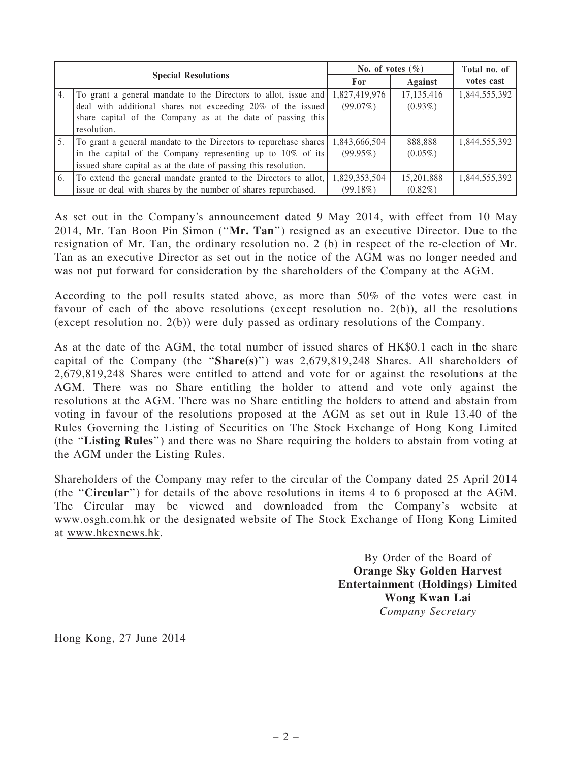| Special Resolutions | | No. of votes (%) | | Total no. of votes cast |
|---|---|---|---|---|
| | | For | Against | |
| 4. | To grant a general mandate to the Directors to allot, issue and deal with additional shares not exceeding 20% of the issued share capital of the Company as at the date of passing this resolution. | 1,827,419,976 (99.07%) | 17,135,416 (0.93%) | 1,844,555,392 |
| 5. | To grant a general mandate to the Directors to repurchase shares in the capital of the Company representing up to 10% of its issued share capital as at the date of passing this resolution. | 1,843,666,504 (99.95%) | 888,888 (0.05%) | 1,844,555,392 |
| 6. | To extend the general mandate granted to the Directors to allot, issue or deal with shares by the number of shares repurchased. | 1,829,353,504 (99.18%) | 15,201,888 (0.82%) | 1,844,555,392 |

As set out in the Company's announcement dated 9 May 2014, with effect from 10 May 2014, Mr. Tan Boon Pin Simon ("**Mr. Tan**") resigned as an executive Director. Due to the resignation of Mr. Tan, the ordinary resolution no. 2 (b) in respect of the re-election of Mr. Tan as an executive Director as set out in the notice of the AGM was no longer needed and was not put forward for consideration by the shareholders of the Company at the AGM.

According to the poll results stated above, as more than 50% of the votes were cast in favour of each of the above resolutions (except resolution no. 2(b)), all the resolutions (except resolution no. 2(b)) were duly passed as ordinary resolutions of the Company.

As at the date of the AGM, the total number of issued shares of HK$0.1 each in the share capital of the Company (the "**Share(s)**") was 2,679,819,248 Shares. All shareholders of 2,679,819,248 Shares were entitled to attend and vote for or against the resolutions at the AGM. There was no Share entitling the holder to attend and vote only against the resolutions at the AGM. There was no Share entitling the holders to attend and abstain from voting in favour of the resolutions proposed at the AGM as set out in Rule 13.40 of the Rules Governing the Listing of Securities on The Stock Exchange of Hong Kong Limited (the "**Listing Rules**") and there was no Share requiring the holders to abstain from voting at the AGM under the Listing Rules.

Shareholders of the Company may refer to the circular of the Company dated 25 April 2014 (the "**Circular**") for details of the above resolutions in items 4 to 6 proposed at the AGM. The Circular may be viewed and downloaded from the Company's website at www.osgh.com.hk or the designated website of The Stock Exchange of Hong Kong Limited at www.hkexnews.hk.

By Order of the Board of
**Orange Sky Golden Harvest Entertainment (Holdings) Limited**
**Wong Kwan Lai**
*Company Secretary*

Hong Kong, 27 June 2014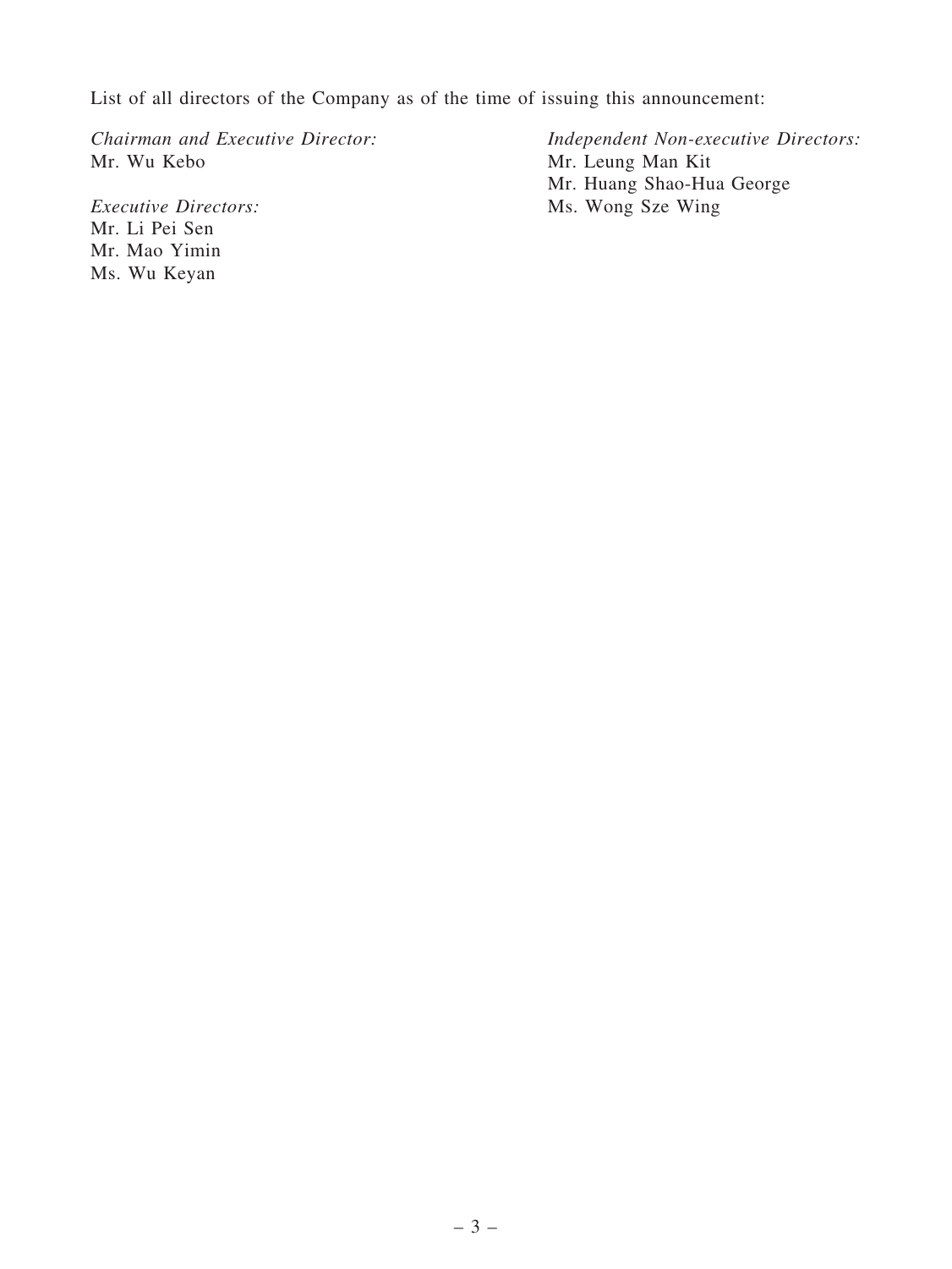List of all directors of the Company as of the time of issuing this announcement:

*Chairman and Executive Director:*
Mr. Wu Kebo

*Executive Directors:*
Mr. Li Pei Sen
Mr. Mao Yimin
Ms. Wu Keyan

*Independent Non-executive Directors:*
Mr. Leung Man Kit
Mr. Huang Shao-Hua George
Ms. Wong Sze Wing